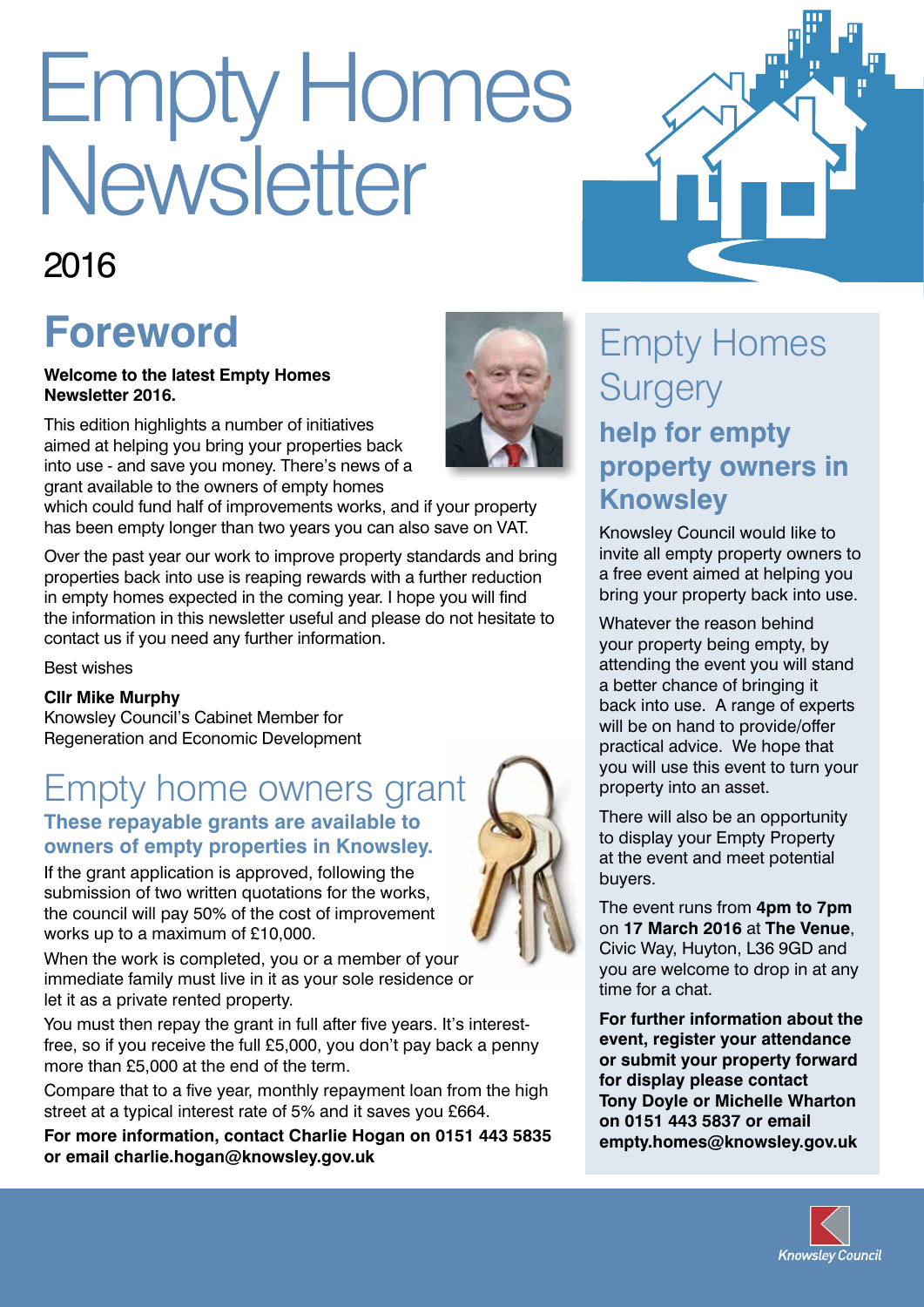# Empty Homes Newsletter

2016

## Foreword

**Welcome to the latest Empty Homes Newsletter 2016.**

This edition highlights a number of initiatives aimed at helping you bring your properties back into use - and save you money. There's news of a grant available to the owners of empty homes which could fund half of improvements works, and if your property has been empty longer than two years you can also save on VAT.

Over the past year our work to improve property standards and bring properties back into use is reaping rewards with a further reduction in empty homes expected in the coming year. I hope you will find the information in this newsletter useful and please do not hesitate to contact us if you need any further information.

Best wishes

**Cllr Mike Murphy**
Knowsley Council's Cabinet Member for Regeneration and Economic Development

## Empty home owners grant

### These repayable grants are available to owners of empty properties in Knowsley.

If the grant application is approved, following the submission of two written quotations for the works, the council will pay 50% of the cost of improvement works up to a maximum of £10,000.

When the work is completed, you or a member of your immediate family must live in it as your sole residence or let it as a private rented property.

You must then repay the grant in full after five years. It's interest-free, so if you receive the full £5,000, you don't pay back a penny more than £5,000 at the end of the term.

Compare that to a five year, monthly repayment loan from the high street at a typical interest rate of 5% and it saves you £664.

**For more information, contact Charlie Hogan on 0151 443 5835 or email charlie.hogan@knowsley.gov.uk**

## Empty Homes Surgery

### help for empty property owners in Knowsley

Knowsley Council would like to invite all empty property owners to a free event aimed at helping you bring your property back into use.

Whatever the reason behind your property being empty, by attending the event you will stand a better chance of bringing it back into use. A range of experts will be on hand to provide/offer practical advice. We hope that you will use this event to turn your property into an asset.

There will also be an opportunity to display your Empty Property at the event and meet potential buyers.

The event runs from **4pm to 7pm** on **17 March 2016** at **The Venue**, Civic Way, Huyton, L36 9GD and you are welcome to drop in at any time for a chat.

**For further information about the event, register your attendance or submit your property forward for display please contact Tony Doyle or Michelle Wharton on 0151 443 5837 or email empty.homes@knowsley.gov.uk**

Knowsley Council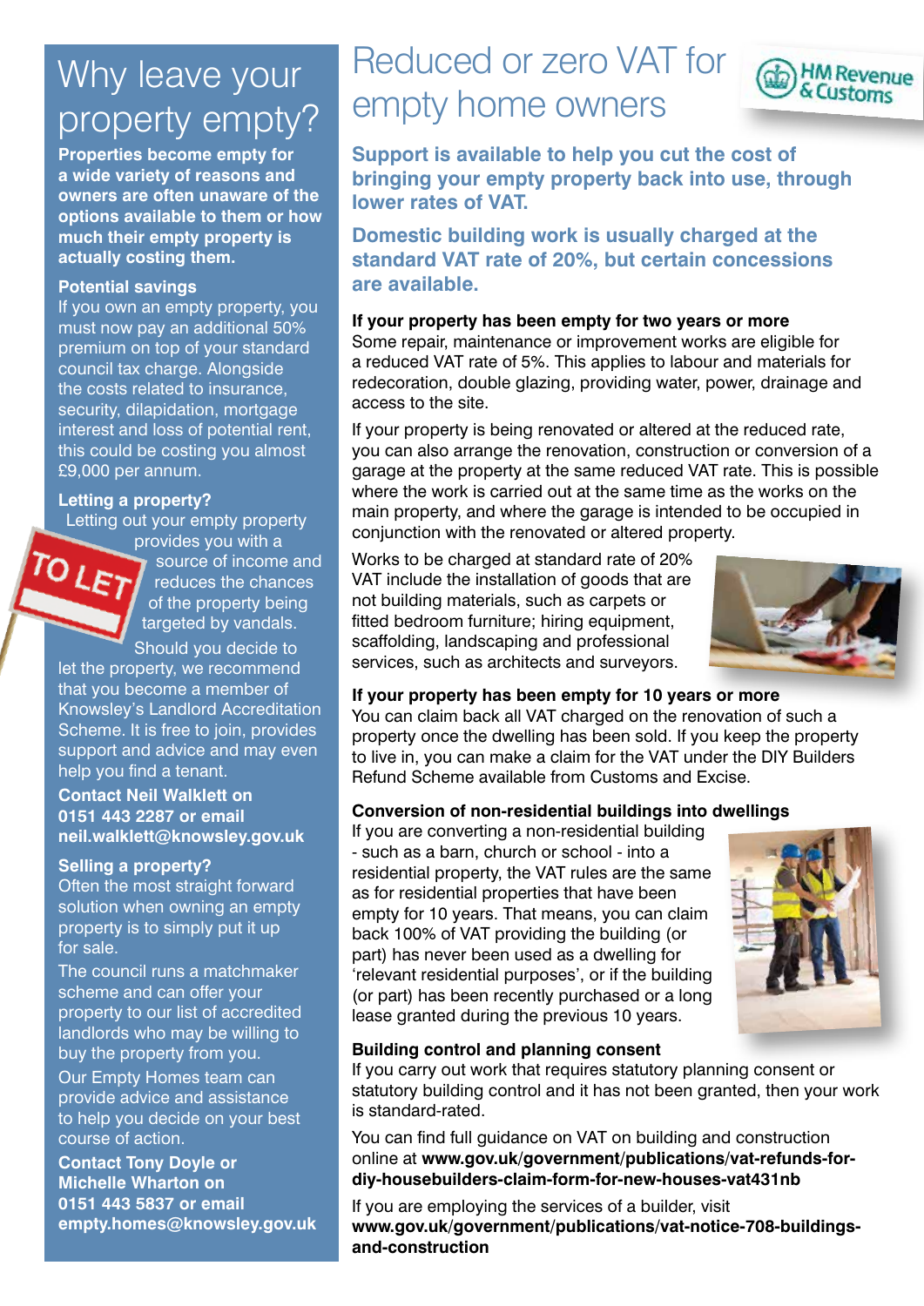# Why leave your property empty?

**Properties become empty for a wide variety of reasons and owners are often unaware of the options available to them or how much their empty property is actually costing them.**

**Potential savings**

If you own an empty property, you must now pay an additional 50% premium on top of your standard council tax charge. Alongside the costs related to insurance, security, dilapidation, mortgage interest and loss of potential rent, this could be costing you almost £9,000 per annum.

**Letting a property?**

Letting out your empty property provides you with a source of income and reduces the chances of the property being targeted by vandals.

Should you decide to let the property, we recommend that you become a member of Knowsley's Landlord Accreditation Scheme. It is free to join, provides support and advice and may even help you find a tenant.

**Contact Neil Walklett on 0151 443 2287 or email neil.walklett@knowsley.gov.uk**

**Selling a property?**

Often the most straight forward solution when owning an empty property is to simply put it up for sale.

The council runs a matchmaker scheme and can offer your property to our list of accredited landlords who may be willing to buy the property from you.

Our Empty Homes team can provide advice and assistance to help you decide on your best course of action.

**Contact Tony Doyle or Michelle Wharton on 0151 443 5837 or email empty.homes@knowsley.gov.uk**

# Reduced or zero VAT for empty home owners

**Support is available to help you cut the cost of bringing your empty property back into use, through lower rates of VAT.**

**Domestic building work is usually charged at the standard VAT rate of 20%, but certain concessions are available.**

**If your property has been empty for two years or more**

Some repair, maintenance or improvement works are eligible for a reduced VAT rate of 5%. This applies to labour and materials for redecoration, double glazing, providing water, power, drainage and access to the site.

If your property is being renovated or altered at the reduced rate, you can also arrange the renovation, construction or conversion of a garage at the property at the same reduced VAT rate. This is possible where the work is carried out at the same time as the works on the main property, and where the garage is intended to be occupied in conjunction with the renovated or altered property.

Works to be charged at standard rate of 20% VAT include the installation of goods that are not building materials, such as carpets or fitted bedroom furniture; hiring equipment, scaffolding, landscaping and professional services, such as architects and surveyors.

**If your property has been empty for 10 years or more**

You can claim back all VAT charged on the renovation of such a property once the dwelling has been sold. If you keep the property to live in, you can make a claim for the VAT under the DIY Builders Refund Scheme available from Customs and Excise.

**Conversion of non-residential buildings into dwellings**

If you are converting a non-residential building - such as a barn, church or school - into a residential property, the VAT rules are the same as for residential properties that have been empty for 10 years. That means, you can claim back 100% of VAT providing the building (or part) has never been used as a dwelling for 'relevant residential purposes', or if the building (or part) has been recently purchased or a long lease granted during the previous 10 years.

**Building control and planning consent**

If you carry out work that requires statutory planning consent or statutory building control and it has not been granted, then your work is standard-rated.

You can find full guidance on VAT on building and construction online at **www.gov.uk/government/publications/vat-refunds-for-diy-housebuilders-claim-form-for-new-houses-vat431nb**

If you are employing the services of a builder, visit **www.gov.uk/government/publications/vat-notice-708-buildings-and-construction**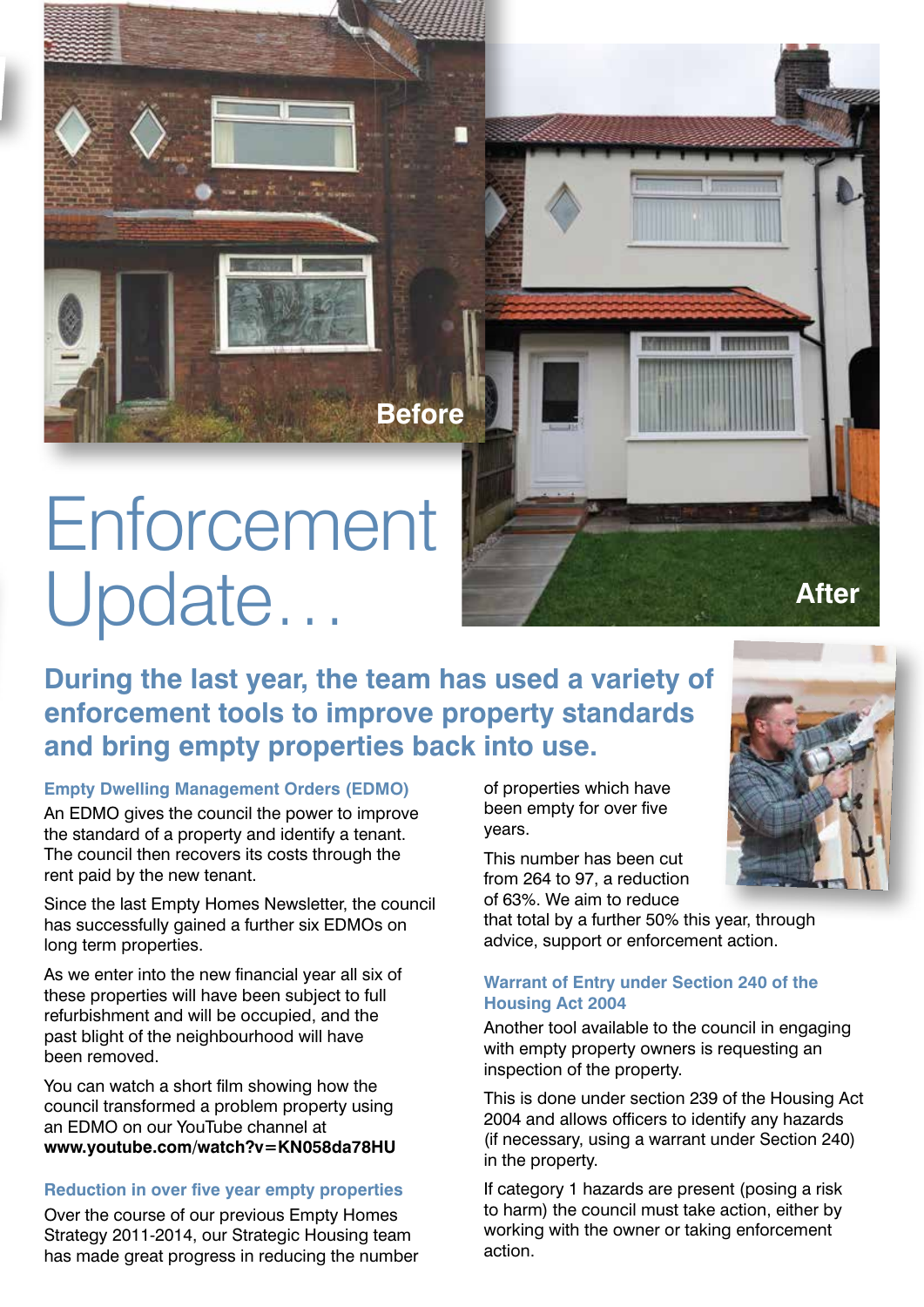# Enforcement Update…

## During the last year, the team has used a variety of enforcement tools to improve property standards and bring empty properties back into use.

### Empty Dwelling Management Orders (EDMO)

An EDMO gives the council the power to improve the standard of a property and identify a tenant. The council then recovers its costs through the rent paid by the new tenant.

Since the last Empty Homes Newsletter, the council has successfully gained a further six EDMOs on long term properties.

As we enter into the new financial year all six of these properties will have been subject to full refurbishment and will be occupied, and the past blight of the neighbourhood will have been removed.

You can watch a short film showing how the council transformed a problem property using an EDMO on our YouTube channel at **www.youtube.com/watch?v=KN058da78HU**

### Reduction in over five year empty properties

Over the course of our previous Empty Homes Strategy 2011-2014, our Strategic Housing team has made great progress in reducing the number of properties which have been empty for over five years.

This number has been cut from 264 to 97, a reduction of 63%. We aim to reduce that total by a further 50% this year, through advice, support or enforcement action.

### Warrant of Entry under Section 240 of the Housing Act 2004

Another tool available to the council in engaging with empty property owners is requesting an inspection of the property.

This is done under section 239 of the Housing Act 2004 and allows officers to identify any hazards (if necessary, using a warrant under Section 240) in the property.

If category 1 hazards are present (posing a risk to harm) the council must take action, either by working with the owner or taking enforcement action.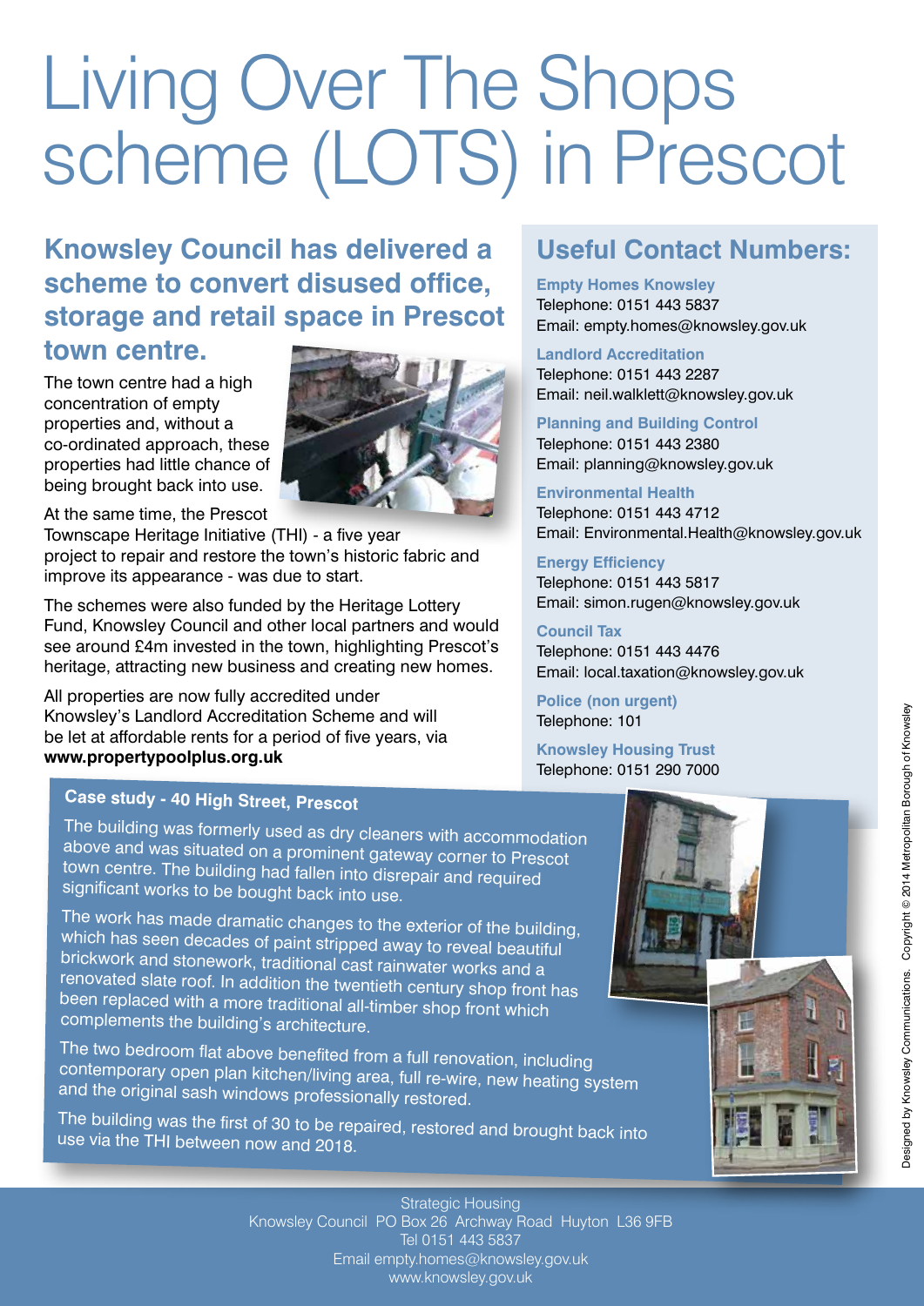# Living Over The Shops scheme (LOTS) in Prescot

## Knowsley Council has delivered a scheme to convert disused office, storage and retail space in Prescot town centre.

The town centre had a high concentration of empty properties and, without a co-ordinated approach, these properties had little chance of being brought back into use.

At the same time, the Prescot Townscape Heritage Initiative (THI) - a five year project to repair and restore the town's historic fabric and improve its appearance - was due to start.

The schemes were also funded by the Heritage Lottery Fund, Knowsley Council and other local partners and would see around £4m invested in the town, highlighting Prescot's heritage, attracting new business and creating new homes.

All properties are now fully accredited under Knowsley's Landlord Accreditation Scheme and will be let at affordable rents for a period of five years, via **www.propertypoolplus.org.uk**

## Useful Contact Numbers:

**Empty Homes Knowsley**
Telephone: 0151 443 5837
Email: empty.homes@knowsley.gov.uk

**Landlord Accreditation**
Telephone: 0151 443 2287
Email: neil.walklett@knowsley.gov.uk

**Planning and Building Control**
Telephone: 0151 443 2380
Email: planning@knowsley.gov.uk

**Environmental Health**
Telephone: 0151 443 4712
Email: Environmental.Health@knowsley.gov.uk

**Energy Efficiency**
Telephone: 0151 443 5817
Email: simon.rugen@knowsley.gov.uk

**Council Tax**
Telephone: 0151 443 4476
Email: local.taxation@knowsley.gov.uk

**Police (non urgent)**
Telephone: 101

**Knowsley Housing Trust**
Telephone: 0151 290 7000

### Case study - 40 High Street, Prescot

The building was formerly used as dry cleaners with accommodation above and was situated on a prominent gateway corner to Prescot town centre. The building had fallen into disrepair and required significant works to be bought back into use.

The work has made dramatic changes to the exterior of the building, which has seen decades of paint stripped away to reveal beautiful brickwork and stonework, traditional cast rainwater works and a renovated slate roof. In addition the twentieth century shop front has been replaced with a more traditional all-timber shop front which complements the building's architecture.

The two bedroom flat above benefited from a full renovation, including contemporary open plan kitchen/living area, full re-wire, new heating system and the original sash windows professionally restored.

The building was the first of 30 to be repaired, restored and brought back into use via the THI between now and 2018.

Strategic Housing
Knowsley Council PO Box 26 Archway Road Huyton L36 9FB
Tel 0151 443 5837
Email empty.homes@knowsley.gov.uk
www.knowsley.gov.uk

Designed by Knowsley Communications. Copyright © 2014 Metropolitan Borough of Knowsley